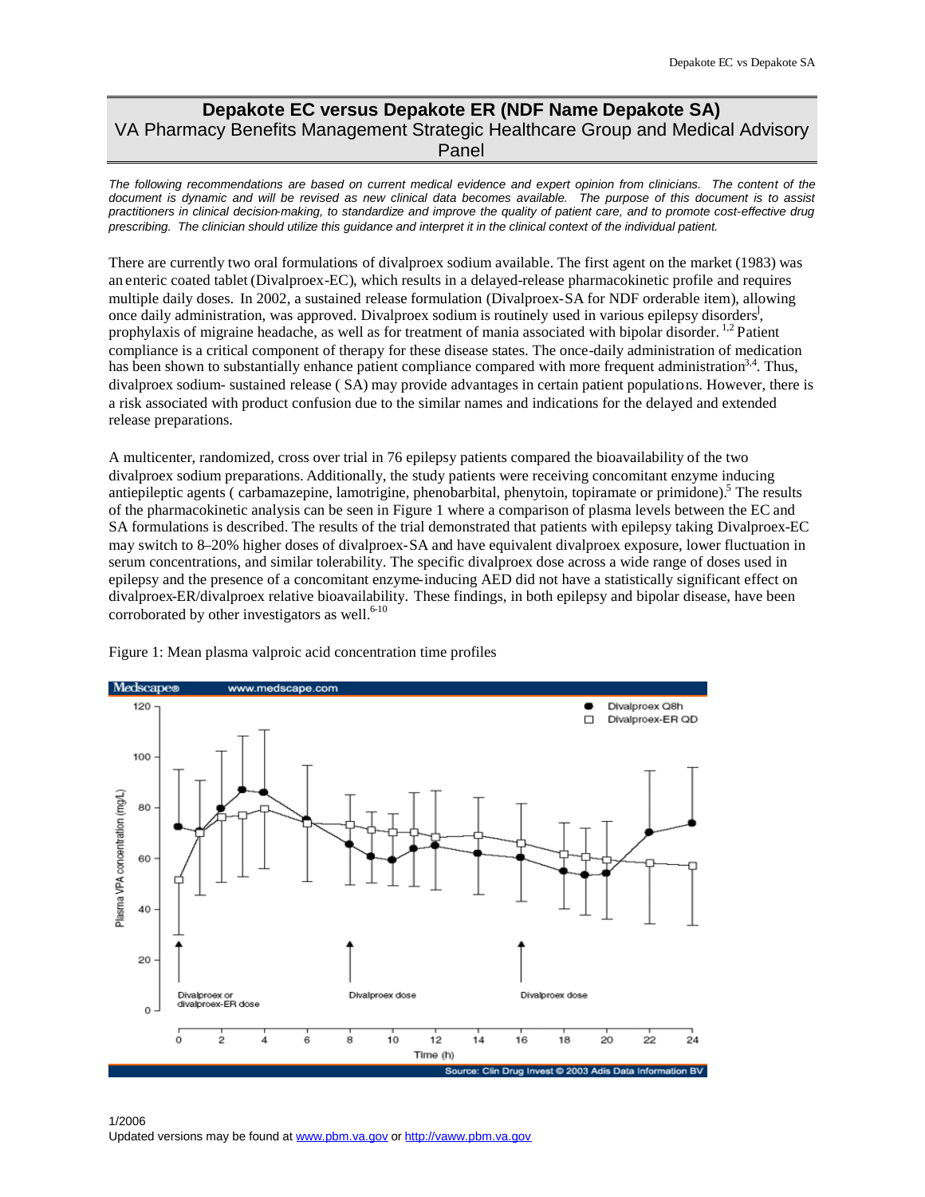# Depakote EC versus Depakote ER (NDF Name Depakote SA)

VA Pharmacy Benefits Management Strategic Healthcare Group and Medical Advisory Panel

*The following recommendations are based on current medical evidence and expert opinion from clinicians. The content of the document is dynamic and will be revised as new clinical data becomes available. The purpose of this document is to assist practitioners in clinical decision-making, to standardize and improve the quality of patient care, and to promote cost-effective drug prescribing. The clinician should utilize this guidance and interpret it in the clinical context of the individual patient.*

There are currently two oral formulations of divalproex sodium available. The first agent on the market (1983) was an enteric coated tablet (Divalproex-EC), which results in a delayed-release pharmacokinetic profile and requires multiple daily doses. In 2002, a sustained release formulation (Divalproex-SA for NDF orderable item), allowing once daily administration, was approved. Divalproex sodium is routinely used in various epilepsy disorders[l], prophylaxis of migraine headache, as well as for treatment of mania associated with bipolar disorder. [1,2] Patient compliance is a critical component of therapy for these disease states. The once-daily administration of medication has been shown to substantially enhance patient compliance compared with more frequent administration[3,4]. Thus, divalproex sodium- sustained release ( SA) may provide advantages in certain patient populations. However, there is a risk associated with product confusion due to the similar names and indications for the delayed and extended release preparations.

A multicenter, randomized, cross over trial in 76 epilepsy patients compared the bioavailability of the two divalproex sodium preparations. Additionally, the study patients were receiving concomitant enzyme inducing antiepileptic agents ( carbamazepine, lamotrigine, phenobarbital, phenytoin, topiramate or primidone).[5] The results of the pharmacokinetic analysis can be seen in Figure 1 where a comparison of plasma levels between the EC and SA formulations is described. The results of the trial demonstrated that patients with epilepsy taking Divalproex-EC may switch to 8–20% higher doses of divalproex-SA and have equivalent divalproex exposure, lower fluctuation in serum concentrations, and similar tolerability. The specific divalproex dose across a wide range of doses used in epilepsy and the presence of a concomitant enzyme-inducing AED did not have a statistically significant effect on divalproex-ER/divalproex relative bioavailability. These findings, in both epilepsy and bipolar disease, have been corroborated by other investigators as well.[6-10]

Figure 1: Mean plasma valproic acid concentration time profiles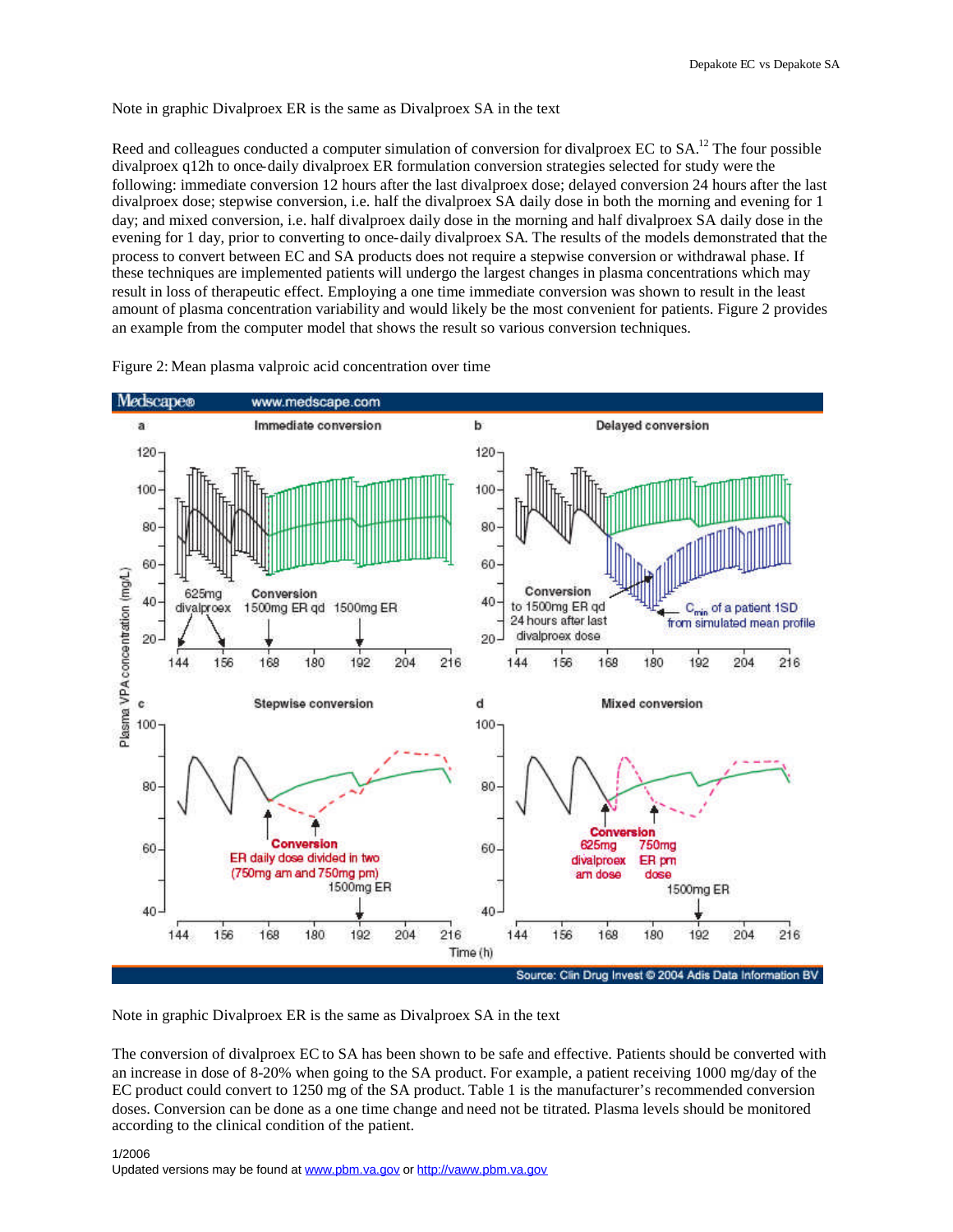Note in graphic Divalproex ER is the same as Divalproex SA in the text

Reed and colleagues conducted a computer simulation of conversion for divalproex EC to SA.[12] The four possible divalproex q12h to once-daily divalproex ER formulation conversion strategies selected for study were the following: immediate conversion 12 hours after the last divalproex dose; delayed conversion 24 hours after the last divalproex dose; stepwise conversion, i.e. half the divalproex SA daily dose in both the morning and evening for 1 day; and mixed conversion, i.e. half divalproex daily dose in the morning and half divalproex SA daily dose in the evening for 1 day, prior to converting to once-daily divalproex SA. The results of the models demonstrated that the process to convert between EC and SA products does not require a stepwise conversion or withdrawal phase. If these techniques are implemented patients will undergo the largest changes in plasma concentrations which may result in loss of therapeutic effect. Employing a one time immediate conversion was shown to result in the least amount of plasma concentration variability and would likely be the most convenient for patients. Figure 2 provides an example from the computer model that shows the result so various conversion techniques.

Figure 2: Mean plasma valproic acid concentration over time

Note in graphic Divalproex ER is the same as Divalproex SA in the text

The conversion of divalproex EC to SA has been shown to be safe and effective. Patients should be converted with an increase in dose of 8-20% when going to the SA product. For example, a patient receiving 1000 mg/day of the EC product could convert to 1250 mg of the SA product. Table 1 is the manufacturer's recommended conversion doses. Conversion can be done as a one time change and need not be titrated. Plasma levels should be monitored according to the clinical condition of the patient.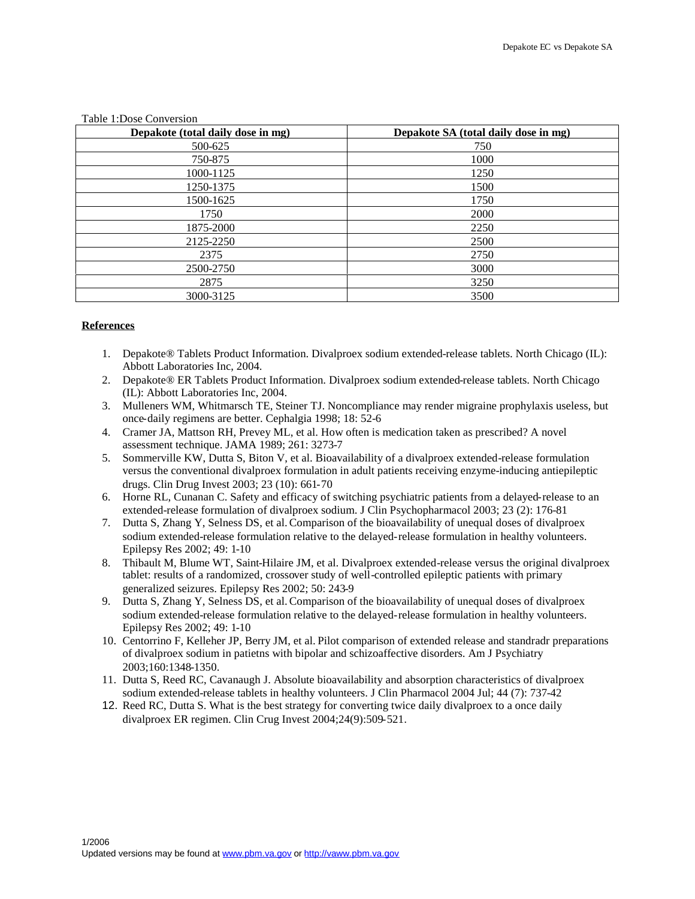Table 1:Dose Conversion

| Depakote (total daily dose in mg) | Depakote SA (total daily dose in mg) |
| --- | --- |
| 500-625 | 750 |
| 750-875 | 1000 |
| 1000-1125 | 1250 |
| 1250-1375 | 1500 |
| 1500-1625 | 1750 |
| 1750 | 2000 |
| 1875-2000 | 2250 |
| 2125-2250 | 2500 |
| 2375 | 2750 |
| 2500-2750 | 3000 |
| 2875 | 3250 |
| 3000-3125 | 3500 |

**References**

1. Depakote® Tablets Product Information. Divalproex sodium extended-release tablets. North Chicago (IL): Abbott Laboratories Inc, 2004.
2. Depakote® ER Tablets Product Information. Divalproex sodium extended-release tablets. North Chicago (IL): Abbott Laboratories Inc, 2004.
3. Mulleners WM, Whitmarsch TE, Steiner TJ. Noncompliance may render migraine prophylaxis useless, but once-daily regimens are better. Cephalgia 1998; 18: 52-6
4. Cramer JA, Mattson RH, Prevey ML, et al. How often is medication taken as prescribed? A novel assessment technique. JAMA 1989; 261: 3273-7
5. Sommerville KW, Dutta S, Biton V, et al. Bioavailability of a divalproex extended-release formulation versus the conventional divalproex formulation in adult patients receiving enzyme-inducing antiepileptic drugs. Clin Drug Invest 2003; 23 (10): 661-70
6. Horne RL, Cunanan C. Safety and efficacy of switching psychiatric patients from a delayed-release to an extended-release formulation of divalproex sodium. J Clin Psychopharmacol 2003; 23 (2): 176-81
7. Dutta S, Zhang Y, Selness DS, et al. Comparison of the bioavailability of unequal doses of divalproex sodium extended-release formulation relative to the delayed-release formulation in healthy volunteers. Epilepsy Res 2002; 49: 1-10
8. Thibault M, Blume WT, Saint-Hilaire JM, et al. Divalproex extended-release versus the original divalproex tablet: results of a randomized, crossover study of well-controlled epileptic patients with primary generalized seizures. Epilepsy Res 2002; 50: 243-9
9. Dutta S, Zhang Y, Selness DS, et al. Comparison of the bioavailability of unequal doses of divalproex sodium extended-release formulation relative to the delayed-release formulation in healthy volunteers. Epilepsy Res 2002; 49: 1-10
10. Centorrino F, Kelleher JP, Berry JM, et al. Pilot comparison of extended release and standradr preparations of divalproex sodium in patietns with bipolar and schizoaffective disorders. Am J Psychiatry 2003;160:1348-1350.
11. Dutta S, Reed RC, Cavanaugh J. Absolute bioavailability and absorption characteristics of divalproex sodium extended-release tablets in healthy volunteers. J Clin Pharmacol 2004 Jul; 44 (7): 737-42
12. Reed RC, Dutta S. What is the best strategy for converting twice daily divalproex to a once daily divalproex ER regimen. Clin Crug Invest 2004;24(9):509-521.

1/2006
Updated versions may be found at www.pbm.va.gov or http://vaww.pbm.va.gov